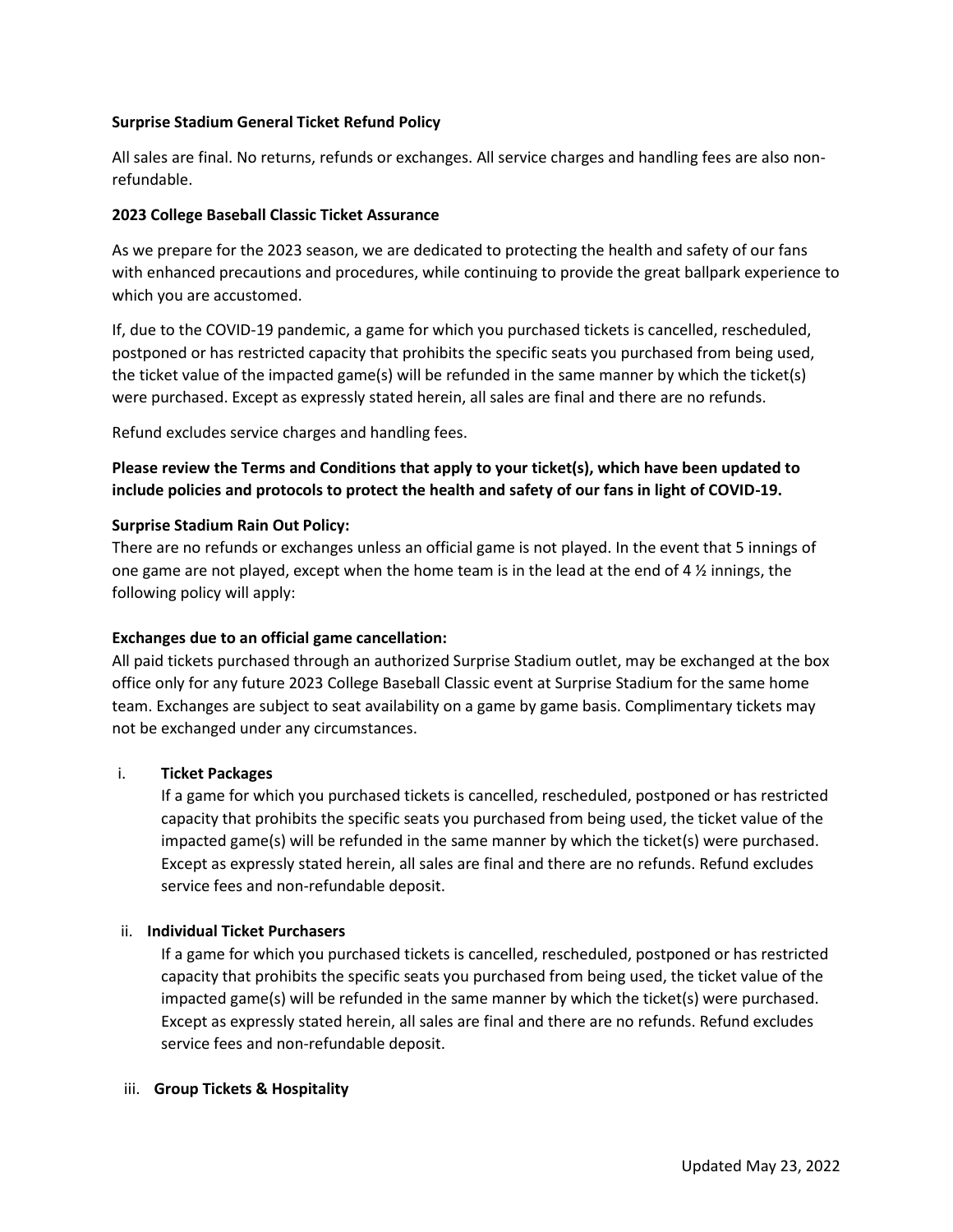**Surprise Stadium General Ticket Refund Policy**

All sales are final. No returns, refunds or exchanges. All service charges and handling fees are also non-refundable.

**2023 College Baseball Classic Ticket Assurance**

As we prepare for the 2023 season, we are dedicated to protecting the health and safety of our fans with enhanced precautions and procedures, while continuing to provide the great ballpark experience to which you are accustomed.

If, due to the COVID-19 pandemic, a game for which you purchased tickets is cancelled, rescheduled, postponed or has restricted capacity that prohibits the specific seats you purchased from being used, the ticket value of the impacted game(s) will be refunded in the same manner by which the ticket(s) were purchased. Except as expressly stated herein, all sales are final and there are no refunds.

Refund excludes service charges and handling fees.

**Please review the Terms and Conditions that apply to your ticket(s), which have been updated to include policies and protocols to protect the health and safety of our fans in light of COVID-19.**

**Surprise Stadium Rain Out Policy:**
There are no refunds or exchanges unless an official game is not played. In the event that 5 innings of one game are not played, except when the home team is in the lead at the end of 4 ½ innings, the following policy will apply:

**Exchanges due to an official game cancellation:**
All paid tickets purchased through an authorized Surprise Stadium outlet, may be exchanged at the box office only for any future 2023 College Baseball Classic event at Surprise Stadium for the same home team. Exchanges are subject to seat availability on a game by game basis. Complimentary tickets may not be exchanged under any circumstances.

i. **Ticket Packages**
   If a game for which you purchased tickets is cancelled, rescheduled, postponed or has restricted capacity that prohibits the specific seats you purchased from being used, the ticket value of the impacted game(s) will be refunded in the same manner by which the ticket(s) were purchased. Except as expressly stated herein, all sales are final and there are no refunds. Refund excludes service fees and non-refundable deposit.

ii. **Individual Ticket Purchasers**
   If a game for which you purchased tickets is cancelled, rescheduled, postponed or has restricted capacity that prohibits the specific seats you purchased from being used, the ticket value of the impacted game(s) will be refunded in the same manner by which the ticket(s) were purchased. Except as expressly stated herein, all sales are final and there are no refunds. Refund excludes service fees and non-refundable deposit.

iii. **Group Tickets & Hospitality**

Updated May 23, 2022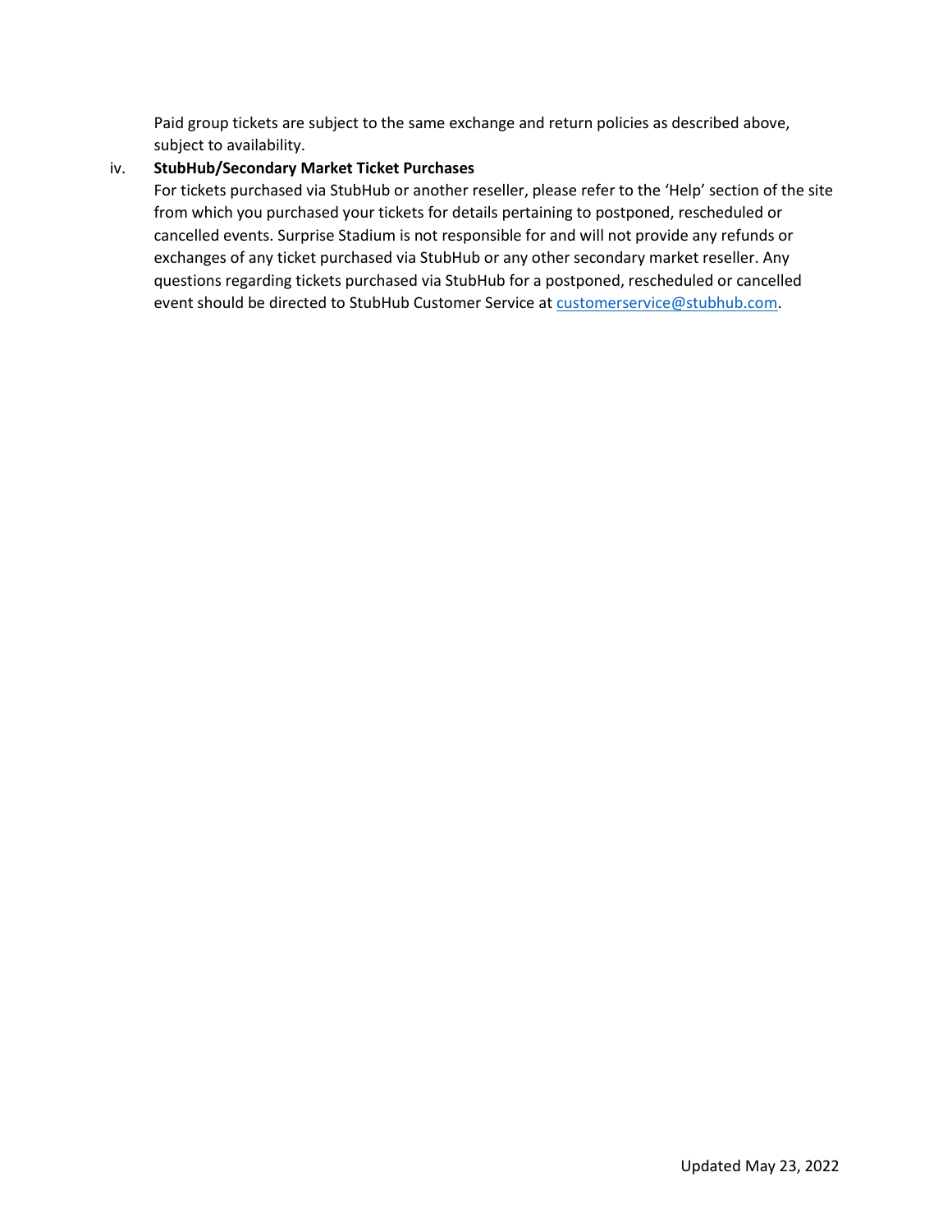Paid group tickets are subject to the same exchange and return policies as described above, subject to availability.

iv. **StubHub/Secondary Market Ticket Purchases**

For tickets purchased via StubHub or another reseller, please refer to the 'Help' section of the site from which you purchased your tickets for details pertaining to postponed, rescheduled or cancelled events. Surprise Stadium is not responsible for and will not provide any refunds or exchanges of any ticket purchased via StubHub or any other secondary market reseller. Any questions regarding tickets purchased via StubHub for a postponed, rescheduled or cancelled event should be directed to StubHub Customer Service at customerservice@stubhub.com.

Updated May 23, 2022